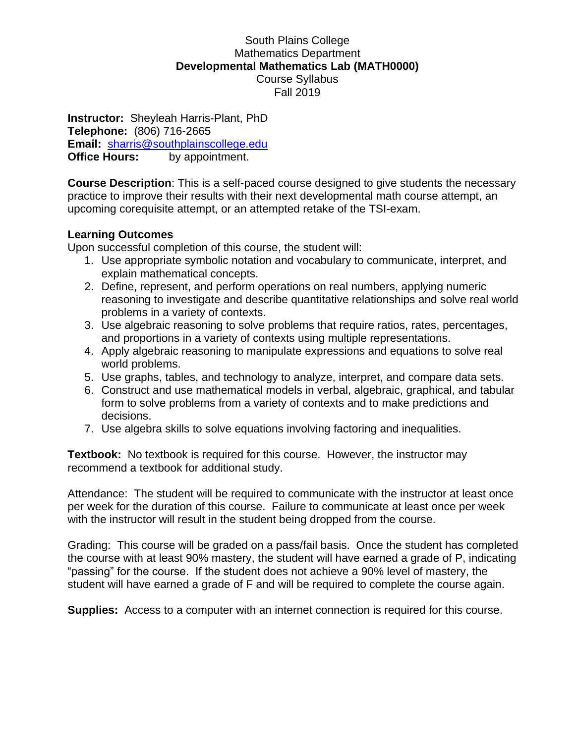South Plains College
Mathematics Department
**Developmental Mathematics Lab (MATH0000)**
Course Syllabus
Fall 2019

**Instructor:** Sheyleah Harris-Plant, PhD
**Telephone:** (806) 716-2665
**Email:** sharris@southplainscollege.edu
**Office Hours:** by appointment.

**Course Description**: This is a self-paced course designed to give students the necessary practice to improve their results with their next developmental math course attempt, an upcoming corequisite attempt, or an attempted retake of the TSI-exam.

**Learning Outcomes**
Upon successful completion of this course, the student will:

1. Use appropriate symbolic notation and vocabulary to communicate, interpret, and explain mathematical concepts.
2. Define, represent, and perform operations on real numbers, applying numeric reasoning to investigate and describe quantitative relationships and solve real world problems in a variety of contexts.
3. Use algebraic reasoning to solve problems that require ratios, rates, percentages, and proportions in a variety of contexts using multiple representations.
4. Apply algebraic reasoning to manipulate expressions and equations to solve real world problems.
5. Use graphs, tables, and technology to analyze, interpret, and compare data sets.
6. Construct and use mathematical models in verbal, algebraic, graphical, and tabular form to solve problems from a variety of contexts and to make predictions and decisions.
7. Use algebra skills to solve equations involving factoring and inequalities.

**Textbook:** No textbook is required for this course. However, the instructor may recommend a textbook for additional study.

Attendance: The student will be required to communicate with the instructor at least once per week for the duration of this course. Failure to communicate at least once per week with the instructor will result in the student being dropped from the course.

Grading: This course will be graded on a pass/fail basis. Once the student has completed the course with at least 90% mastery, the student will have earned a grade of P, indicating "passing" for the course. If the student does not achieve a 90% level of mastery, the student will have earned a grade of F and will be required to complete the course again.

**Supplies:** Access to a computer with an internet connection is required for this course.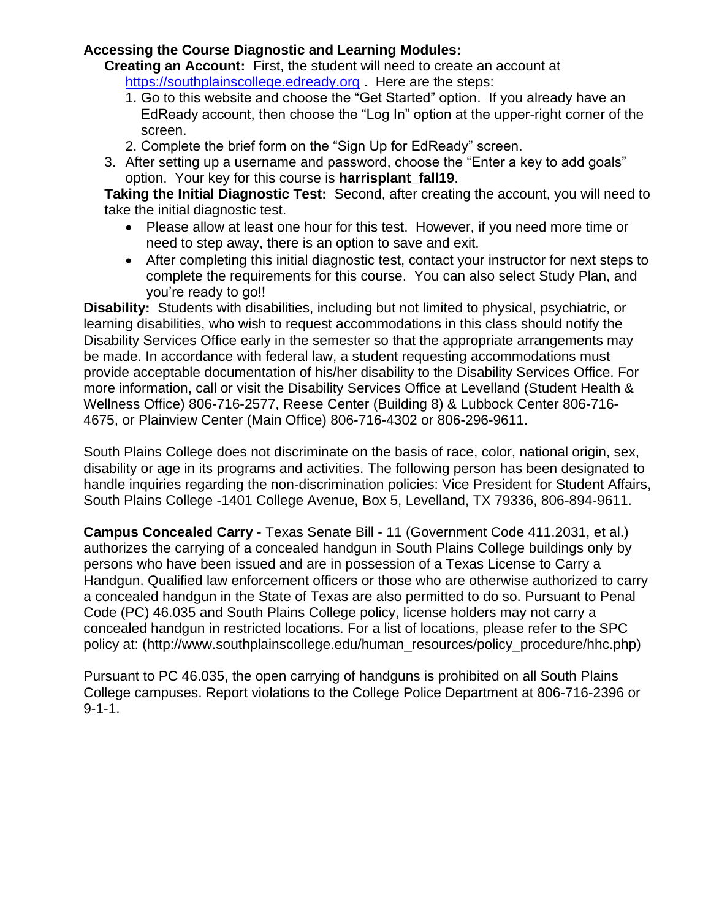**Accessing the Course Diagnostic and Learning Modules:**

**Creating an Account:** First, the student will need to create an account at https://southplainscollege.edready.org . Here are the steps:

1. Go to this website and choose the "Get Started" option. If you already have an EdReady account, then choose the "Log In" option at the upper-right corner of the screen.
2. Complete the brief form on the "Sign Up for EdReady" screen.
3. After setting up a username and password, choose the "Enter a key to add goals" option. Your key for this course is **harrisplant_fall19**.

**Taking the Initial Diagnostic Test:** Second, after creating the account, you will need to take the initial diagnostic test.

- Please allow at least one hour for this test. However, if you need more time or need to step away, there is an option to save and exit.
- After completing this initial diagnostic test, contact your instructor for next steps to complete the requirements for this course. You can also select Study Plan, and you're ready to go!!

**Disability:** Students with disabilities, including but not limited to physical, psychiatric, or learning disabilities, who wish to request accommodations in this class should notify the Disability Services Office early in the semester so that the appropriate arrangements may be made. In accordance with federal law, a student requesting accommodations must provide acceptable documentation of his/her disability to the Disability Services Office. For more information, call or visit the Disability Services Office at Levelland (Student Health & Wellness Office) 806-716-2577, Reese Center (Building 8) & Lubbock Center 806-716-4675, or Plainview Center (Main Office) 806-716-4302 or 806-296-9611.

South Plains College does not discriminate on the basis of race, color, national origin, sex, disability or age in its programs and activities. The following person has been designated to handle inquiries regarding the non-discrimination policies: Vice President for Student Affairs, South Plains College -1401 College Avenue, Box 5, Levelland, TX 79336, 806-894-9611.

**Campus Concealed Carry** - Texas Senate Bill - 11 (Government Code 411.2031, et al.) authorizes the carrying of a concealed handgun in South Plains College buildings only by persons who have been issued and are in possession of a Texas License to Carry a Handgun. Qualified law enforcement officers or those who are otherwise authorized to carry a concealed handgun in the State of Texas are also permitted to do so. Pursuant to Penal Code (PC) 46.035 and South Plains College policy, license holders may not carry a concealed handgun in restricted locations. For a list of locations, please refer to the SPC policy at: (http://www.southplainscollege.edu/human_resources/policy_procedure/hhc.php)

Pursuant to PC 46.035, the open carrying of handguns is prohibited on all South Plains College campuses. Report violations to the College Police Department at 806-716-2396 or 9-1-1.